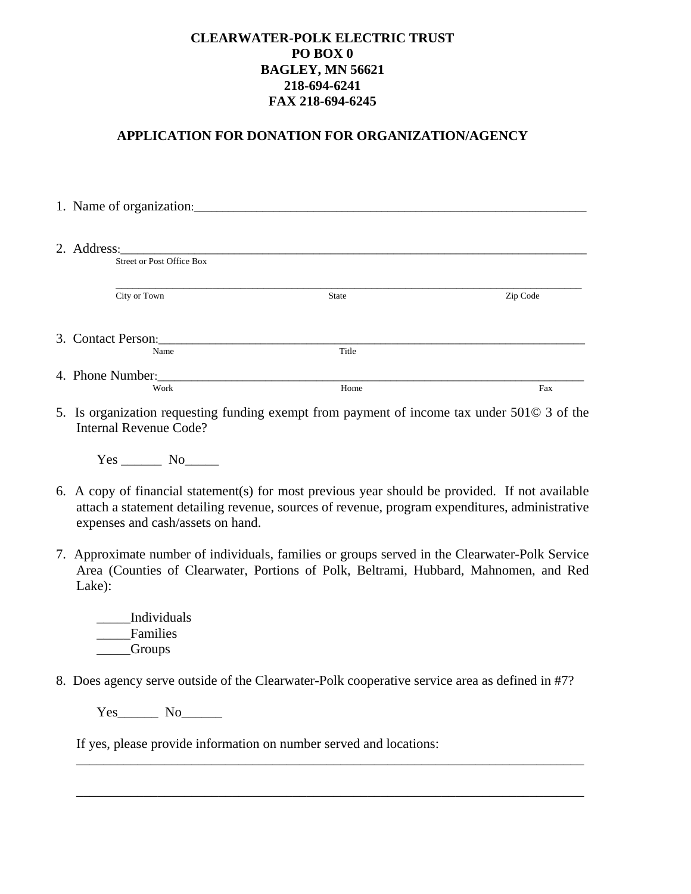**CLEARWATER-POLK ELECTRIC TRUST**
**PO BOX 0**
**BAGLEY, MN 56621**
**218-694-6241**
**FAX 218-694-6245**

## APPLICATION FOR DONATION FOR ORGANIZATION/AGENCY

1. Name of organization:_______________________________________________________________

2. Address:_________________________________________________________________________
   Street or Post Office Box

   _______________________________________________________________________________
   City or Town State Zip Code

3. Contact Person:____________________________________________________________________
   Name Title

4. Phone Number:____________________________________________________________________
   Work Home Fax

5. Is organization requesting funding exempt from payment of income tax under 501© 3 of the Internal Revenue Code?

   Yes ______ No_____

6. A copy of financial statement(s) for most previous year should be provided. If not available attach a statement detailing revenue, sources of revenue, program expenditures, administrative expenses and cash/assets on hand.

7. Approximate number of individuals, families or groups served in the Clearwater-Polk Service Area (Counties of Clearwater, Portions of Polk, Beltrami, Hubbard, Mahnomen, and Red Lake):

   _____Individuals
   _____Families
   _____Groups

8. Does agency serve outside of the Clearwater-Polk cooperative service area as defined in #7?

   Yes______ No______

   If yes, please provide information on number served and locations:
   _______________________________________________________________________________

   _______________________________________________________________________________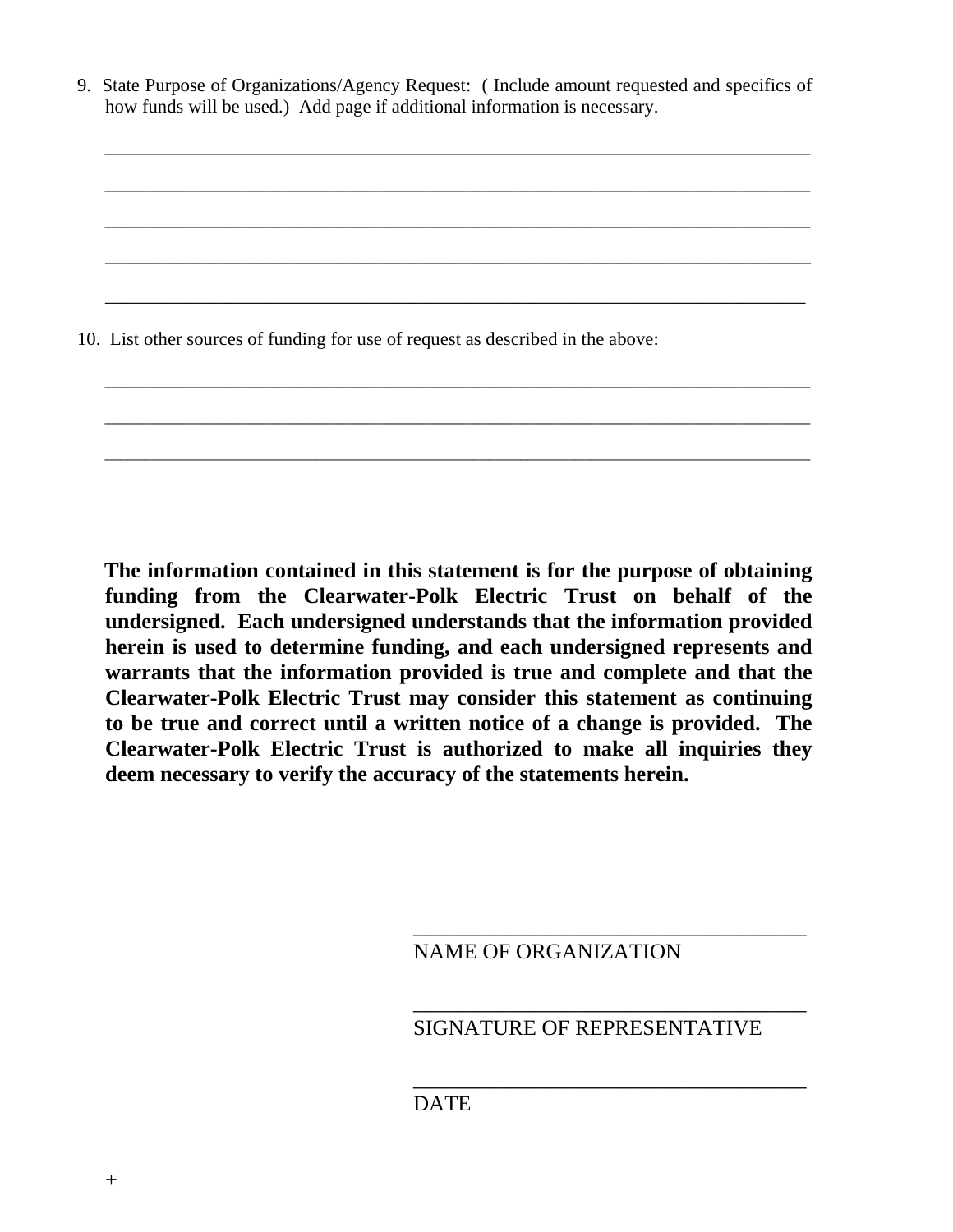9. State Purpose of Organizations/Agency Request: ( Include amount requested and specifics of how funds will be used.) Add page if additional information is necessary.

______________________________________________________________________________

______________________________________________________________________________

______________________________________________________________________________

______________________________________________________________________________

______________________________________________________________________________

10. List other sources of funding for use of request as described in the above:

______________________________________________________________________________

______________________________________________________________________________

______________________________________________________________________________

**The information contained in this statement is for the purpose of obtaining funding from the Clearwater-Polk Electric Trust on behalf of the undersigned. Each undersigned understands that the information provided herein is used to determine funding, and each undersigned represents and warrants that the information provided is true and complete and that the Clearwater-Polk Electric Trust may consider this statement as continuing to be true and correct until a written notice of a change is provided. The Clearwater-Polk Electric Trust is authorized to make all inquiries they deem necessary to verify the accuracy of the statements herein.**

___________________________________
NAME OF ORGANIZATION

___________________________________
SIGNATURE OF REPRESENTATIVE

___________________________________
DATE

+